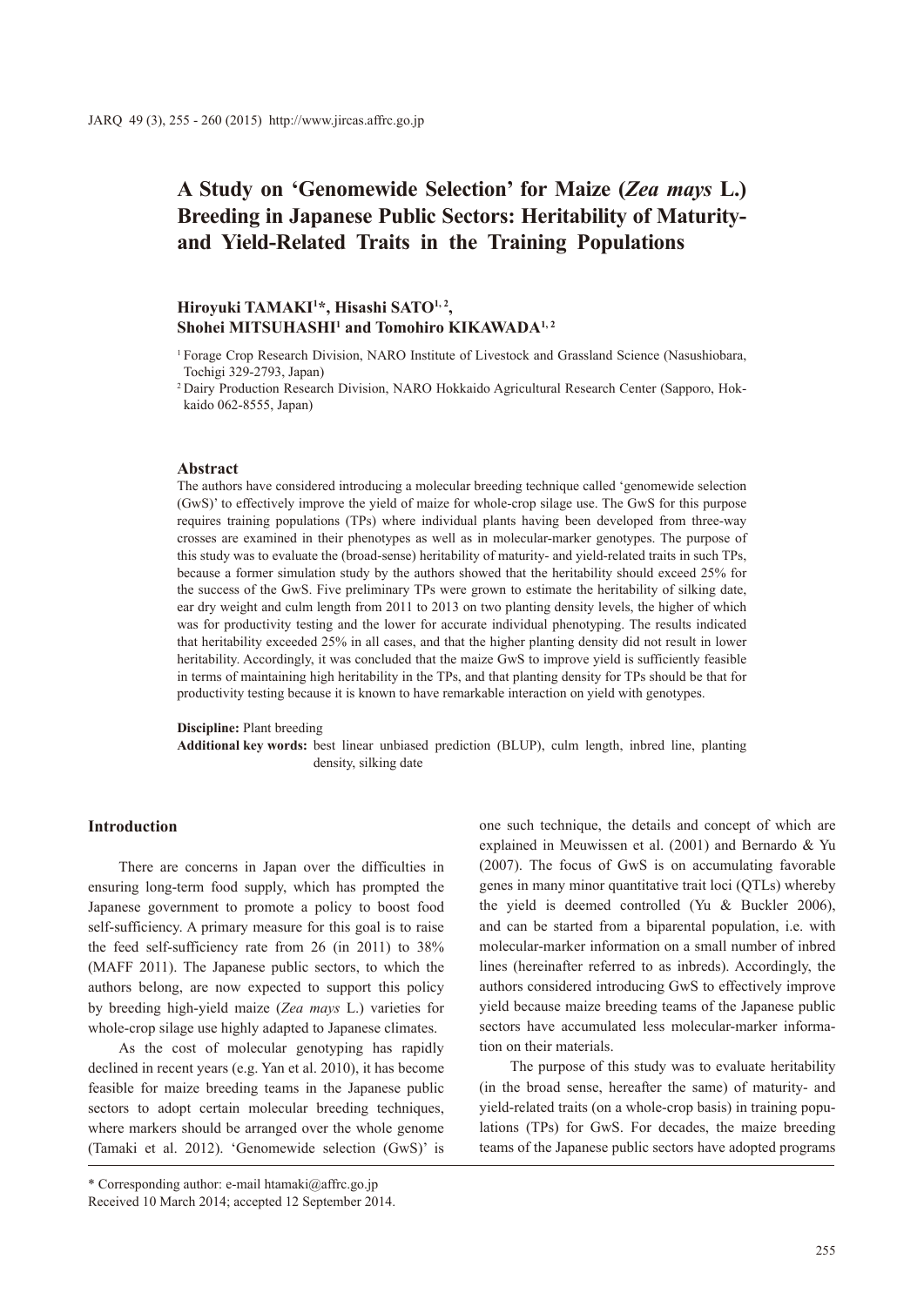# A Study on 'Genomewide Selection' for Maize (*Zea mays* L.) Breeding in Japanese Public Sectors: Heritability of Maturity- and Yield-Related Traits in the Training Populations

**Hiroyuki TAMAKI[1]\*, Hisashi SATO[1,2], Shohei MITSUHASHI[1] and Tomohiro KIKAWADA[1,2]**

[1] Forage Crop Research Division, NARO Institute of Livestock and Grassland Science (Nasushiobara, Tochigi 329-2793, Japan)

[2] Dairy Production Research Division, NARO Hokkaido Agricultural Research Center (Sapporo, Hokkaido 062-8555, Japan)

### Abstract

The authors have considered introducing a molecular breeding technique called 'genomewide selection (GwS)' to effectively improve the yield of maize for whole-crop silage use. The GwS for this purpose requires training populations (TPs) where individual plants having been developed from three-way crosses are examined in their phenotypes as well as in molecular-marker genotypes. The purpose of this study was to evaluate the (broad-sense) heritability of maturity- and yield-related traits in such TPs, because a former simulation study by the authors showed that the heritability should exceed 25% for the success of the GwS. Five preliminary TPs were grown to estimate the heritability of silking date, ear dry weight and culm length from 2011 to 2013 on two planting density levels, the higher of which was for productivity testing and the lower for accurate individual phenotyping. The results indicated that heritability exceeded 25% in all cases, and that the higher planting density did not result in lower heritability. Accordingly, it was concluded that the maize GwS to improve yield is sufficiently feasible in terms of maintaining high heritability in the TPs, and that planting density for TPs should be that for productivity testing because it is known to have remarkable interaction on yield with genotypes.

**Discipline:** Plant breeding
**Additional key words:** best linear unbiased prediction (BLUP), culm length, inbred line, planting density, silking date

## Introduction

There are concerns in Japan over the difficulties in ensuring long-term food supply, which has prompted the Japanese government to promote a policy to boost food self-sufficiency. A primary measure for this goal is to raise the feed self-sufficiency rate from 26 (in 2011) to 38% (MAFF 2011). The Japanese public sectors, to which the authors belong, are now expected to support this policy by breeding high-yield maize (*Zea mays* L.) varieties for whole-crop silage use highly adapted to Japanese climates.

As the cost of molecular genotyping has rapidly declined in recent years (e.g. Yan et al. 2010), it has become feasible for maize breeding teams in the Japanese public sectors to adopt certain molecular breeding techniques, where markers should be arranged over the whole genome (Tamaki et al. 2012). 'Genomewide selection (GwS)' is one such technique, the details and concept of which are explained in Meuwissen et al. (2001) and Bernardo & Yu (2007). The focus of GwS is on accumulating favorable genes in many minor quantitative trait loci (QTLs) whereby the yield is deemed controlled (Yu & Buckler 2006), and can be started from a biparental population, i.e. with molecular-marker information on a small number of inbred lines (hereinafter referred to as inbreds). Accordingly, the authors considered introducing GwS to effectively improve yield because maize breeding teams of the Japanese public sectors have accumulated less molecular-marker information on their materials.

The purpose of this study was to evaluate heritability (in the broad sense, hereafter the same) of maturity- and yield-related traits (on a whole-crop basis) in training populations (TPs) for GwS. For decades, the maize breeding teams of the Japanese public sectors have adopted programs

\* Corresponding author: e-mail htamaki@affrc.go.jp
Received 10 March 2014; accepted 12 September 2014.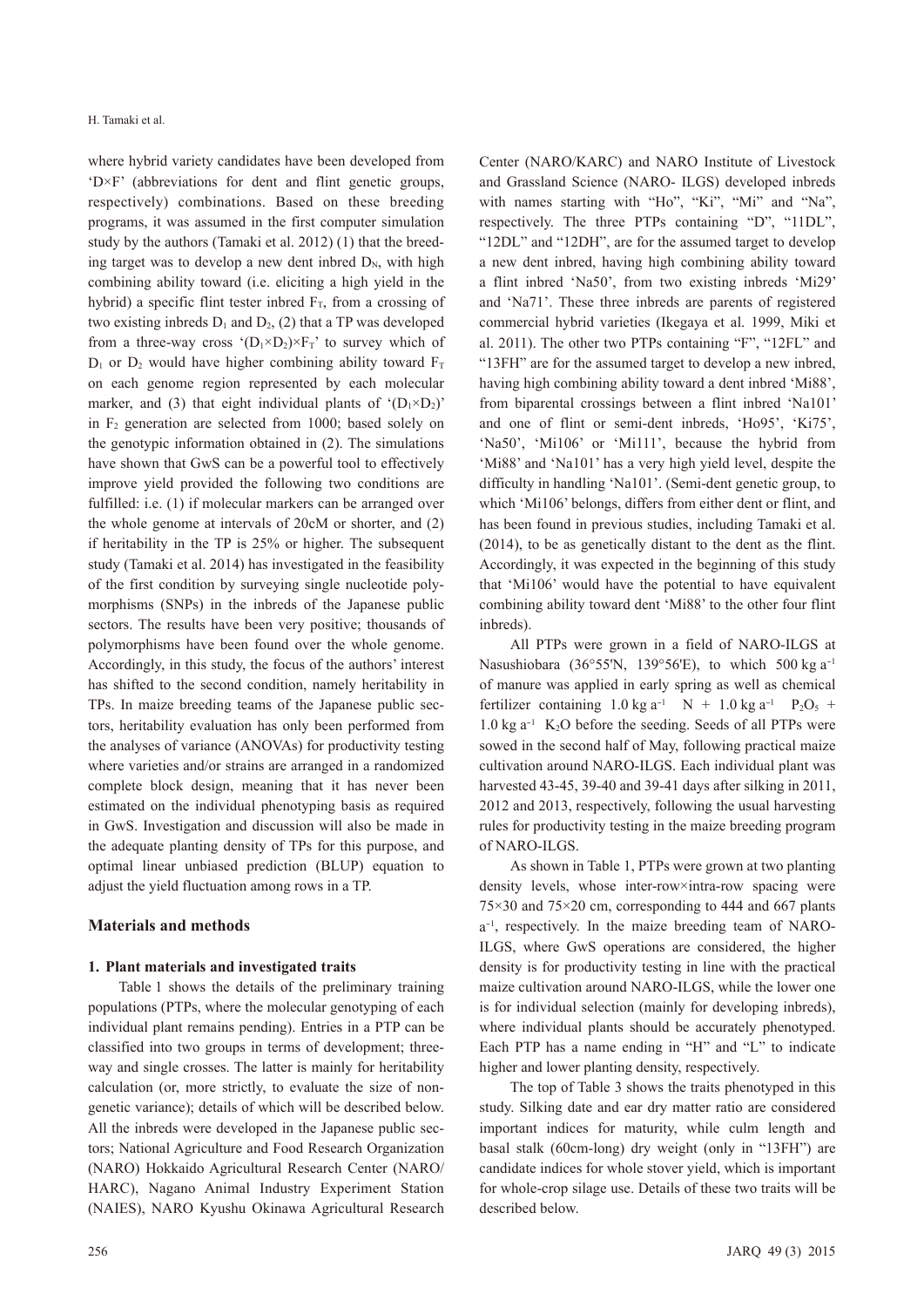where hybrid variety candidates have been developed from 'D×F' (abbreviations for dent and flint genetic groups, respectively) combinations. Based on these breeding programs, it was assumed in the first computer simulation study by the authors (Tamaki et al. 2012) (1) that the breeding target was to develop a new dent inbred $D_N$, with high combining ability toward (i.e. eliciting a high yield in the hybrid) a specific flint tester inbred $F_T$, from a crossing of two existing inbreds $D_1$ and $D_2$, (2) that a TP was developed from a three-way cross '$(D_1 \times D_2) \times F_T$' to survey which of $D_1$ or $D_2$ would have higher combining ability toward $F_T$ on each genome region represented by each molecular marker, and (3) that eight individual plants of '$(D_1 \times D_2)$' in $F_2$ generation are selected from 1000; based solely on the genotypic information obtained in (2). The simulations have shown that GwS can be a powerful tool to effectively improve yield provided the following two conditions are fulfilled: i.e. (1) if molecular markers can be arranged over the whole genome at intervals of 20cM or shorter, and (2) if heritability in the TP is 25% or higher. The subsequent study (Tamaki et al. 2014) has investigated in the feasibility of the first condition by surveying single nucleotide polymorphisms (SNPs) in the inbreds of the Japanese public sectors. The results have been very positive; thousands of polymorphisms have been found over the whole genome. Accordingly, in this study, the focus of the authors' interest has shifted to the second condition, namely heritability in TPs. In maize breeding teams of the Japanese public sectors, heritability evaluation has only been performed from the analyses of variance (ANOVAs) for productivity testing where varieties and/or strains are arranged in a randomized complete block design, meaning that it has never been estimated on the individual phenotyping basis as required in GwS. Investigation and discussion will also be made in the adequate planting density of TPs for this purpose, and optimal linear unbiased prediction (BLUP) equation to adjust the yield fluctuation among rows in a TP.

## Materials and methods

### 1. Plant materials and investigated traits

Table 1 shows the details of the preliminary training populations (PTPs, where the molecular genotyping of each individual plant remains pending). Entries in a PTP can be classified into two groups in terms of development; three-way and single crosses. The latter is mainly for heritability calculation (or, more strictly, to evaluate the size of non-genetic variance); details of which will be described below. All the inbreds were developed in the Japanese public sectors; National Agriculture and Food Research Organization (NARO) Hokkaido Agricultural Research Center (NARO/HARC), Nagano Animal Industry Experiment Station (NAIES), NARO Kyushu Okinawa Agricultural Research Center (NARO/KARC) and NARO Institute of Livestock and Grassland Science (NARO- ILGS) developed inbreds with names starting with "Ho", "Ki", "Mi" and "Na", respectively. The three PTPs containing "D", "11DL", "12DL" and "12DH", are for the assumed target to develop a new dent inbred, having high combining ability toward a flint inbred 'Na50', from two existing inbreds 'Mi29' and 'Na71'. These three inbreds are parents of registered commercial hybrid varieties (Ikegaya et al. 1999, Miki et al. 2011). The other two PTPs containing "F", "12FL" and "13FH" are for the assumed target to develop a new inbred, having high combining ability toward a dent inbred 'Mi88', from biparental crossings between a flint inbred 'Na101' and one of flint or semi-dent inbreds, 'Ho95', 'Ki75', 'Na50', 'Mi106' or 'Mi111', because the hybrid from 'Mi88' and 'Na101' has a very high yield level, despite the difficulty in handling 'Na101'. (Semi-dent genetic group, to which 'Mi106' belongs, differs from either dent or flint, and has been found in previous studies, including Tamaki et al. (2014), to be as genetically distant to the dent as the flint. Accordingly, it was expected in the beginning of this study that 'Mi106' would have the potential to have equivalent combining ability toward dent 'Mi88' to the other four flint inbreds).

All PTPs were grown in a field of NARO-ILGS at Nasushiobara (36°55'N, 139°56'E), to which 500 kg $a^{-1}$ of manure was applied in early spring as well as chemical fertilizer containing 1.0 kg $a^{-1}$ N + 1.0 kg $a^{-1}$ $P_2O_5$ + 1.0 kg $a^{-1}$ $K_2O$ before the seeding. Seeds of all PTPs were sowed in the second half of May, following practical maize cultivation around NARO-ILGS. Each individual plant was harvested 43-45, 39-40 and 39-41 days after silking in 2011, 2012 and 2013, respectively, following the usual harvesting rules for productivity testing in the maize breeding program of NARO-ILGS.

As shown in Table 1, PTPs were grown at two planting density levels, whose inter-row×intra-row spacing were 75×30 and 75×20 cm, corresponding to 444 and 667 plants $a^{-1}$, respectively. In the maize breeding team of NARO-ILGS, where GwS operations are considered, the higher density is for productivity testing in line with the practical maize cultivation around NARO-ILGS, while the lower one is for individual selection (mainly for developing inbreds), where individual plants should be accurately phenotyped. Each PTP has a name ending in "H" and "L" to indicate higher and lower planting density, respectively.

The top of Table 3 shows the traits phenotyped in this study. Silking date and ear dry matter ratio are considered important indices for maturity, while culm length and basal stalk (60cm-long) dry weight (only in "13FH") are candidate indices for whole stover yield, which is important for whole-crop silage use. Details of these two traits will be described below.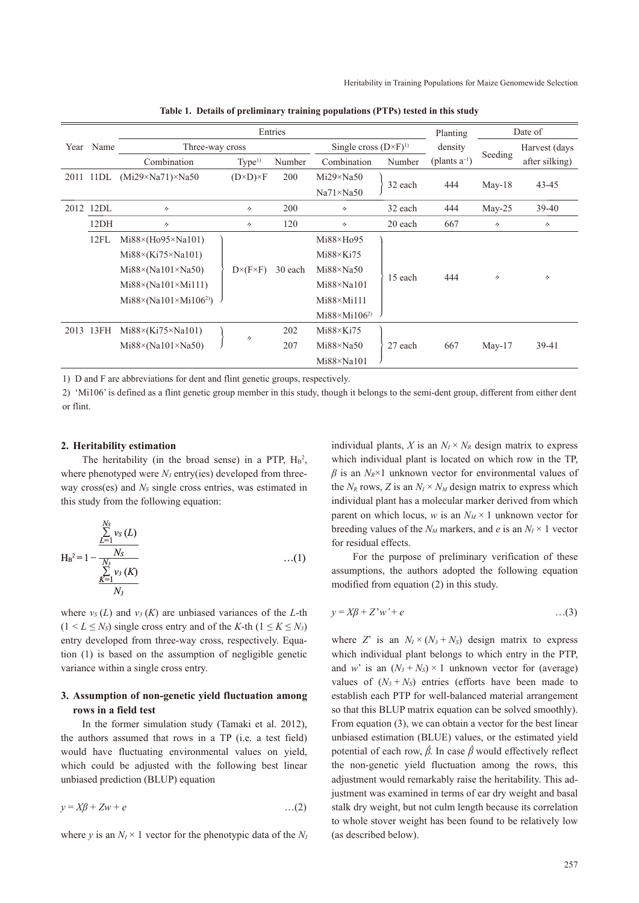**Table 1. Details of preliminary training populations (PTPs) tested in this study**

| Year | Name | Entries | | | | | Planting density | Date of | |
|---|---|---|---|---|---|---|---|---|---|
| | | Three-way cross | | | Single cross (D×F)[1)] | | | Seeding | Harvest (days after silking) |
| | | Combination | Type[1)] | Number | Combination | Number | (plants a$^{-1}$) | | |
| 2011 | 11DL | (Mi29×Na71)×Na50 | (D×D)×F | 200 | Mi29×Na50<br>Na71×Na50 | 32 each | 444 | May-18 | 43-45 |
| 2012 | 12DL | 〃 | 〃 | 200 | 〃 | 32 each | 444 | May-25 | 39-40 |
| | 12DH | 〃 | 〃 | 120 | 〃 | 20 each | 667 | 〃 | 〃 |
| | 12FL | Mi88×(Ho95×Na101)<br>Mi88×(Ki75×Na101)<br>Mi88×(Na101×Na50)<br>Mi88×(Na101×Mi111)<br>Mi88×(Na101×Mi106[2)]) | D×(F×F) | 30 each | Mi88×Ho95<br>Mi88×Ki75<br>Mi88×Na50<br>Mi88×Na101<br>Mi88×Mi111<br>Mi88×Mi106[2)] | 15 each | 444 | 〃 | 〃 |
| 2013 | 13FH | Mi88×(Ki75×Na101)<br>Mi88×(Na101×Na50) | 〃 | 202<br>207 | Mi88×Ki75<br>Mi88×Na50<br>Mi88×Na101 | 27 each | 667 | May-17 | 39-41 |

1) D and F are abbreviations for dent and flint genetic groups, respectively.

2) 'Mi106' is defined as a flint genetic group member in this study, though it belongs to the semi-dent group, different from either dent or flint.

### 2. Heritability estimation

The heritability (in the broad sense) in a PTP, $H_B^2$, where phenotyped were $N_3$ entry(ies) developed from three-way cross(es) and $N_S$ single cross entries, was estimated in this study from the following equation:

$$H_B^2 = 1 - \frac{\dfrac{\sum_{L=1}^{N_S} v_S(L)}{N_S}}{\dfrac{\sum_{K=1}^{N_3} v_3(K)}{N_3}} \qquad \ldots(1)$$

where $v_S(L)$ and $v_3(K)$ are unbiased variances of the $L$-th $(1 < L \leq N_S)$ single cross entry and of the $K$-th $(1 \leq K \leq N_3)$ entry developed from three-way cross, respectively. Equation (1) is based on the assumption of negligible genetic variance within a single cross entry.

### 3. Assumption of non-genetic yield fluctuation among rows in a field test

In the former simulation study (Tamaki et al. 2012), the authors assumed that rows in a TP (i.e. a test field) would have fluctuating environmental values on yield, which could be adjusted with the following best linear unbiased prediction (BLUP) equation

$$y = X\beta + Zw + e \qquad \ldots(2)$$

where $y$ is an $N_I \times 1$ vector for the phenotypic data of the $N_I$ individual plants, $X$ is an $N_I \times N_R$ design matrix to express which individual plant is located on which row in the TP, $\beta$ is an $N_R \times 1$ unknown vector for environmental values of the $N_R$ rows, $Z$ is an $N_I \times N_M$ design matrix to express which individual plant has a molecular marker derived from which parent on which locus, $w$ is an $N_M \times 1$ unknown vector for breeding values of the $N_M$ markers, and $e$ is an $N_I \times 1$ vector for residual effects.

For the purpose of preliminary verification of these assumptions, the authors adopted the following equation modified from equation (2) in this study.

$$y = X\beta + Z'w' + e \qquad \ldots(3)$$

where $Z'$ is an $N_I \times (N_3 + N_S)$ design matrix to express which individual plant belongs to which entry in the PTP, and $w'$ is an $(N_3 + N_S) \times 1$ unknown vector for (average) values of $(N_3 + N_S)$ entries (efforts have been made to establish each PTP for well-balanced material arrangement so that this BLUP matrix equation can be solved smoothly). From equation (3), we can obtain a vector for the best linear unbiased estimation (BLUE) values, or the estimated yield potential of each row, $\hat{\beta}$. In case $\hat{\beta}$ would effectively reflect the non-genetic yield fluctuation among the rows, this adjustment would remarkably raise the heritability. This adjustment was examined in terms of ear dry weight and basal stalk dry weight, but not culm length because its correlation to whole stover weight has been found to be relatively low (as described below).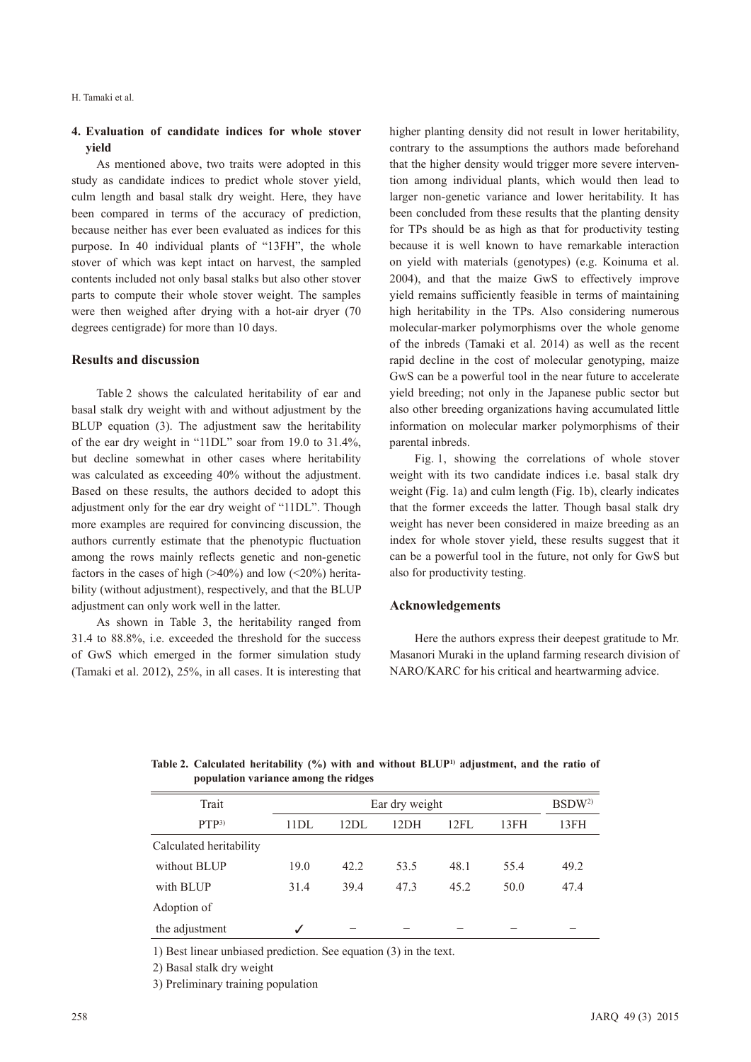### 4. Evaluation of candidate indices for whole stover yield

As mentioned above, two traits were adopted in this study as candidate indices to predict whole stover yield, culm length and basal stalk dry weight. Here, they have been compared in terms of the accuracy of prediction, because neither has ever been evaluated as indices for this purpose. In 40 individual plants of "13FH", the whole stover of which was kept intact on harvest, the sampled contents included not only basal stalks but also other stover parts to compute their whole stover weight. The samples were then weighed after drying with a hot-air dryer (70 degrees centigrade) for more than 10 days.

## Results and discussion

Table 2 shows the calculated heritability of ear and basal stalk dry weight with and without adjustment by the BLUP equation (3). The adjustment saw the heritability of the ear dry weight in "11DL" soar from 19.0 to 31.4%, but decline somewhat in other cases where heritability was calculated as exceeding 40% without the adjustment. Based on these results, the authors decided to adopt this adjustment only for the ear dry weight of "11DL". Though more examples are required for convincing discussion, the authors currently estimate that the phenotypic fluctuation among the rows mainly reflects genetic and non-genetic factors in the cases of high (>40%) and low (<20%) heritability (without adjustment), respectively, and that the BLUP adjustment can only work well in the latter.

As shown in Table 3, the heritability ranged from 31.4 to 88.8%, i.e. exceeded the threshold for the success of GwS which emerged in the former simulation study (Tamaki et al. 2012), 25%, in all cases. It is interesting that higher planting density did not result in lower heritability, contrary to the assumptions the authors made beforehand that the higher density would trigger more severe intervention among individual plants, which would then lead to larger non-genetic variance and lower heritability. It has been concluded from these results that the planting density for TPs should be as high as that for productivity testing because it is well known to have remarkable interaction on yield with materials (genotypes) (e.g. Koinuma et al. 2004), and that the maize GwS to effectively improve yield remains sufficiently feasible in terms of maintaining high heritability in the TPs. Also considering numerous molecular-marker polymorphisms over the whole genome of the inbreds (Tamaki et al. 2014) as well as the recent rapid decline in the cost of molecular genotyping, maize GwS can be a powerful tool in the near future to accelerate yield breeding; not only in the Japanese public sector but also other breeding organizations having accumulated little information on molecular marker polymorphisms of their parental inbreds.

Fig. 1, showing the correlations of whole stover weight with its two candidate indices i.e. basal stalk dry weight (Fig. 1a) and culm length (Fig. 1b), clearly indicates that the former exceeds the latter. Though basal stalk dry weight has never been considered in maize breeding as an index for whole stover yield, these results suggest that it can be a powerful tool in the future, not only for GwS but also for productivity testing.

## Acknowledgements

Here the authors express their deepest gratitude to Mr. Masanori Muraki in the upland farming research division of NARO/KARC for his critical and heartwarming advice.

**Table 2. Calculated heritability (%) with and without BLUP[1] adjustment, and the ratio of population variance among the ridges**

| Trait | Ear dry weight | | | | | BSDW[2] |
|---|---|---|---|---|---|---|
| PTP[3] | 11DL | 12DL | 12DH | 12FL | 13FH | 13FH |
| Calculated heritability | | | | | | |
| without BLUP | 19.0 | 42.2 | 53.5 | 48.1 | 55.4 | 49.2 |
| with BLUP | 31.4 | 39.4 | 47.3 | 45.2 | 50.0 | 47.4 |
| Adoption of the adjustment | ✓ | – | – | – | – | – |

1) Best linear unbiased prediction. See equation (3) in the text.

2) Basal stalk dry weight

3) Preliminary training population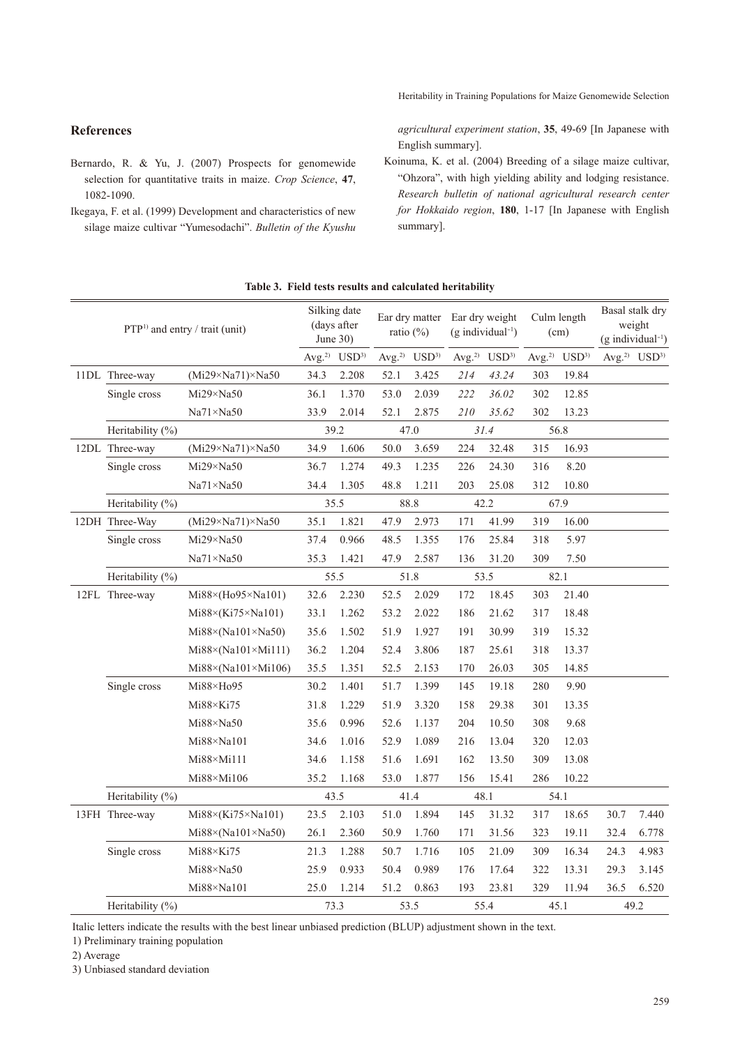## References

Bernardo, R. & Yu, J. (2007) Prospects for genomewide selection for quantitative traits in maize. *Crop Science*, **47**, 1082-1090.

Ikegaya, F. et al. (1999) Development and characteristics of new silage maize cultivar "Yumesodachi". *Bulletin of the Kyushu agricultural experiment station*, **35**, 49-69 [In Japanese with English summary].

Koinuma, K. et al. (2004) Breeding of a silage maize cultivar, "Ohzora", with high yielding ability and lodging resistance. *Research bulletin of national agricultural research center for Hokkaido region*, **180**, 1-17 [In Japanese with English summary].

**Table 3. Field tests results and calculated heritability**

| PTP[1] and entry / trait (unit) | | Silking date (days after June 30) | | Ear dry matter ratio (%) | | Ear dry weight (g individual$^{-1}$) | | Culm length (cm) | | Basal stalk dry weight (g individual$^{-1}$) | |
|---|---|---|---|---|---|---|---|---|---|---|---|
| | | Avg.[2] | USD[3] | Avg.[2] | USD[3] | Avg.[2] | USD[3] | Avg.[2] | USD[3] | Avg.[2] | USD[3] |
| 11DL Three-way | (Mi29×Na71)×Na50 | 34.3 | 2.208 | 52.1 | 3.425 | *214* | *43.24* | 303 | 19.84 | | |
| Single cross | Mi29×Na50 | 36.1 | 1.370 | 53.0 | 2.039 | *222* | *36.02* | 302 | 12.85 | | |
| | Na71×Na50 | 33.9 | 2.014 | 52.1 | 2.875 | *210* | *35.62* | 302 | 13.23 | | |
| Heritability (%) | | 39.2 | | 47.0 | | *31.4* | | 56.8 | | | |
| 12DL Three-way | (Mi29×Na71)×Na50 | 34.9 | 1.606 | 50.0 | 3.659 | 224 | 32.48 | 315 | 16.93 | | |
| Single cross | Mi29×Na50 | 36.7 | 1.274 | 49.3 | 1.235 | 226 | 24.30 | 316 | 8.20 | | |
| | Na71×Na50 | 34.4 | 1.305 | 48.8 | 1.211 | 203 | 25.08 | 312 | 10.80 | | |
| Heritability (%) | | 35.5 | | 88.8 | | 42.2 | | 67.9 | | | |
| 12DH Three-Way | (Mi29×Na71)×Na50 | 35.1 | 1.821 | 47.9 | 2.973 | 171 | 41.99 | 319 | 16.00 | | |
| Single cross | Mi29×Na50 | 37.4 | 0.966 | 48.5 | 1.355 | 176 | 25.84 | 318 | 5.97 | | |
| | Na71×Na50 | 35.3 | 1.421 | 47.9 | 2.587 | 136 | 31.20 | 309 | 7.50 | | |
| Heritability (%) | | 55.5 | | 51.8 | | 53.5 | | 82.1 | | | |
| 12FL Three-way | Mi88×(Ho95×Na101) | 32.6 | 2.230 | 52.5 | 2.029 | 172 | 18.45 | 303 | 21.40 | | |
| | Mi88×(Ki75×Na101) | 33.1 | 1.262 | 53.2 | 2.022 | 186 | 21.62 | 317 | 18.48 | | |
| | Mi88×(Na101×Na50) | 35.6 | 1.502 | 51.9 | 1.927 | 191 | 30.99 | 319 | 15.32 | | |
| | Mi88×(Na101×Mi111) | 36.2 | 1.204 | 52.4 | 3.806 | 187 | 25.61 | 318 | 13.37 | | |
| | Mi88×(Na101×Mi106) | 35.5 | 1.351 | 52.5 | 2.153 | 170 | 26.03 | 305 | 14.85 | | |
| Single cross | Mi88×Ho95 | 30.2 | 1.401 | 51.7 | 1.399 | 145 | 19.18 | 280 | 9.90 | | |
| | Mi88×Ki75 | 31.8 | 1.229 | 51.9 | 3.320 | 158 | 29.38 | 301 | 13.35 | | |
| | Mi88×Na50 | 35.6 | 0.996 | 52.6 | 1.137 | 204 | 10.50 | 308 | 9.68 | | |
| | Mi88×Na101 | 34.6 | 1.016 | 52.9 | 1.089 | 216 | 13.04 | 320 | 12.03 | | |
| | Mi88×Mi111 | 34.6 | 1.158 | 51.6 | 1.691 | 162 | 13.50 | 309 | 13.08 | | |
| | Mi88×Mi106 | 35.2 | 1.168 | 53.0 | 1.877 | 156 | 15.41 | 286 | 10.22 | | |
| Heritability (%) | | 43.5 | | 41.4 | | 48.1 | | 54.1 | | | |
| 13FH Three-way | Mi88×(Ki75×Na101) | 23.5 | 2.103 | 51.0 | 1.894 | 145 | 31.32 | 317 | 18.65 | 30.7 | 7.440 |
| | Mi88×(Na101×Na50) | 26.1 | 2.360 | 50.9 | 1.760 | 171 | 31.56 | 323 | 19.11 | 32.4 | 6.778 |
| Single cross | Mi88×Ki75 | 21.3 | 1.288 | 50.7 | 1.716 | 105 | 21.09 | 309 | 16.34 | 24.3 | 4.983 |
| | Mi88×Na50 | 25.9 | 0.933 | 50.4 | 0.989 | 176 | 17.64 | 322 | 13.31 | 29.3 | 3.145 |
| | Mi88×Na101 | 25.0 | 1.214 | 51.2 | 0.863 | 193 | 23.81 | 329 | 11.94 | 36.5 | 6.520 |
| Heritability (%) | | 73.3 | | 53.5 | | 55.4 | | 45.1 | | 49.2 | |

Italic letters indicate the results with the best linear unbiased prediction (BLUP) adjustment shown in the text.

1) Preliminary training population

2) Average

3) Unbiased standard deviation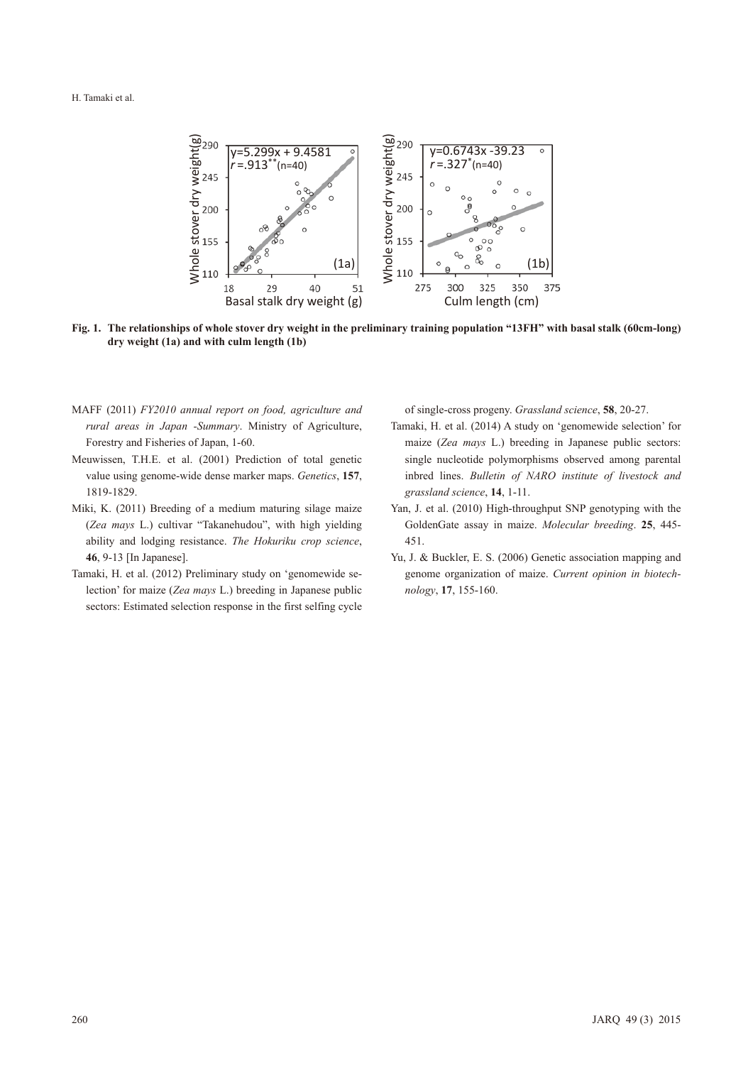y=5.299x + 9.4581
$r$ =.913** (n=40)
Whole stover dry weight(g)
290
245
200
155
110
18 29 40 51
Basal stalk dry weight (g)
(1a)

y=0.6743x -39.23
$r$ =.327* (n=40)
Whole stover dry weight(g)
290
245
200
155
110
275 300 325 350 375
Culm length (cm)
(1b)

**Fig. 1. The relationships of whole stover dry weight in the preliminary training population "13FH" with basal stalk (60cm-long) dry weight (1a) and with culm length (1b)**

MAFF (2011) *FY2010 annual report on food, agriculture and rural areas in Japan -Summary*. Ministry of Agriculture, Forestry and Fisheries of Japan, 1-60.

Meuwissen, T.H.E. et al. (2001) Prediction of total genetic value using genome-wide dense marker maps. *Genetics*, **157**, 1819-1829.

Miki, K. (2011) Breeding of a medium maturing silage maize (*Zea mays* L.) cultivar "Takanehudou", with high yielding ability and lodging resistance. *The Hokuriku crop science*, **46**, 9-13 [In Japanese].

Tamaki, H. et al. (2012) Preliminary study on 'genomewide selection' for maize (*Zea mays* L.) breeding in Japanese public sectors: Estimated selection response in the first selfing cycle of single-cross progeny. *Grassland science*, **58**, 20-27.

Tamaki, H. et al. (2014) A study on 'genomewide selection' for maize (*Zea mays* L.) breeding in Japanese public sectors: single nucleotide polymorphisms observed among parental inbred lines. *Bulletin of NARO institute of livestock and grassland science*, **14**, 1-11.

Yan, J. et al. (2010) High-throughput SNP genotyping with the GoldenGate assay in maize. *Molecular breeding*. **25**, 445-451.

Yu, J. & Buckler, E. S. (2006) Genetic association mapping and genome organization of maize. *Current opinion in biotechnology*, **17**, 155-160.